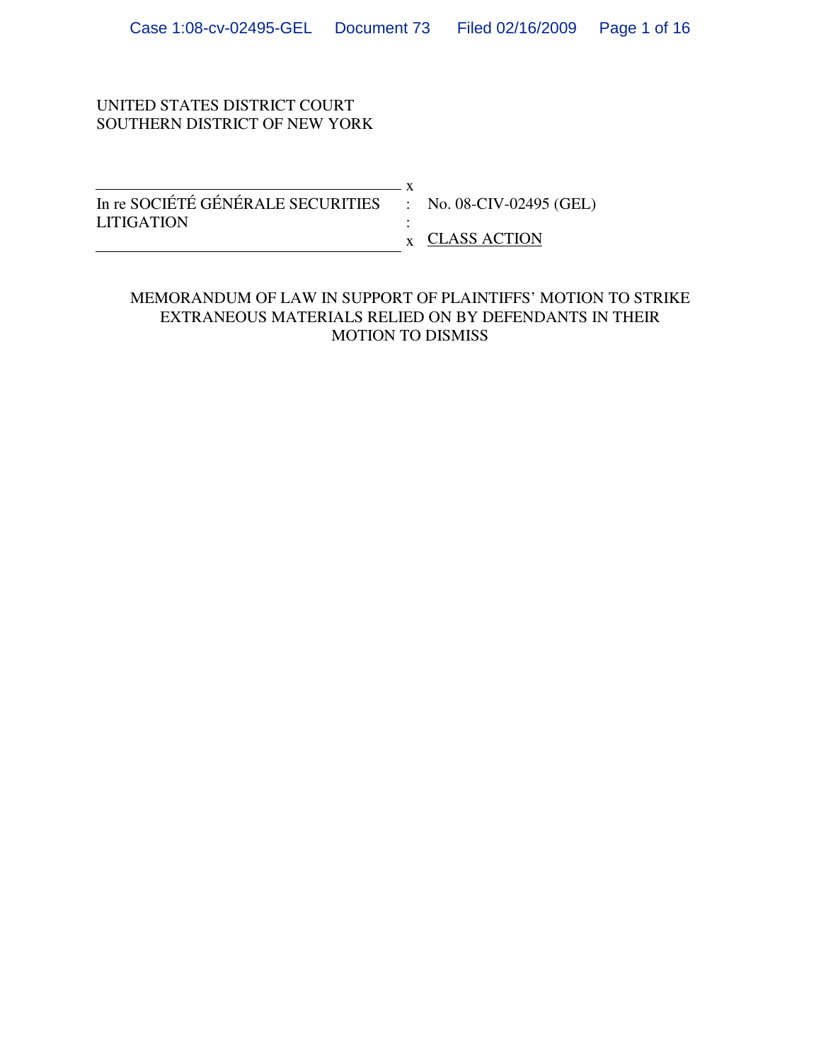UNITED STATES DISTRICT COURT
SOUTHERN DISTRICT OF NEW YORK

| | | |
|---|---|---|
| In re SOCIÉTÉ GÉNÉRALE SECURITIES LITIGATION | : | No. 08-CIV-02495 (GEL) |
| | : | CLASS ACTION |

MEMORANDUM OF LAW IN SUPPORT OF PLAINTIFFS' MOTION TO STRIKE EXTRANEOUS MATERIALS RELIED ON BY DEFENDANTS IN THEIR MOTION TO DISMISS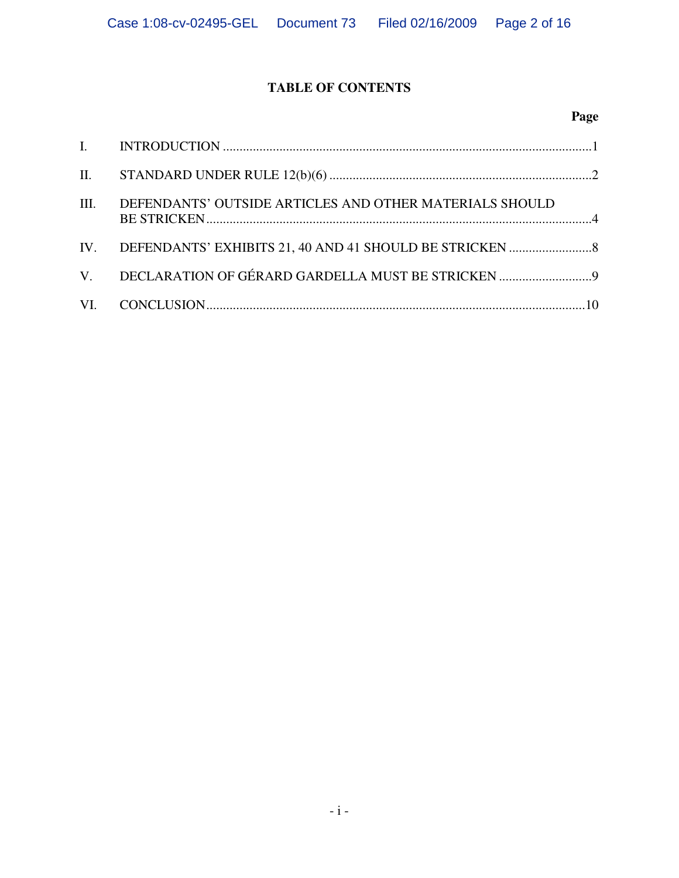## TABLE OF CONTENTS

| | | Page |
|---|---|---|
| I. | INTRODUCTION | 1 |
| II. | STANDARD UNDER RULE 12(b)(6) | 2 |
| III. | DEFENDANTS' OUTSIDE ARTICLES AND OTHER MATERIALS SHOULD BE STRICKEN | 4 |
| IV. | DEFENDANTS' EXHIBITS 21, 40 AND 41 SHOULD BE STRICKEN | 8 |
| V. | DECLARATION OF GÉRARD GARDELLA MUST BE STRICKEN | 9 |
| VI. | CONCLUSION | 10 |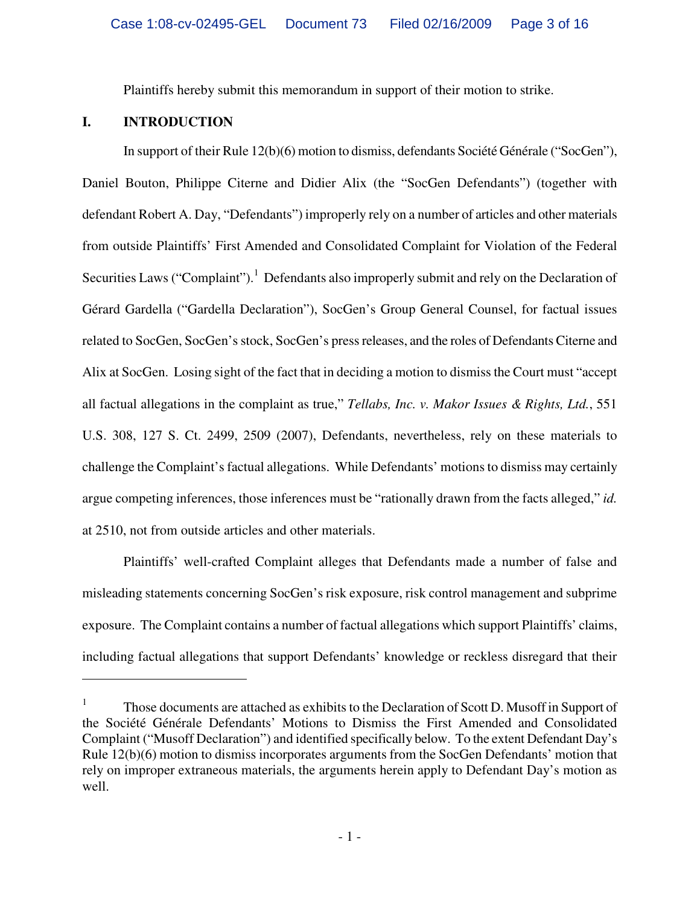Plaintiffs hereby submit this memorandum in support of their motion to strike.

## I. INTRODUCTION

In support of their Rule 12(b)(6) motion to dismiss, defendants Société Générale ("SocGen"), Daniel Bouton, Philippe Citerne and Didier Alix (the "SocGen Defendants") (together with defendant Robert A. Day, "Defendants") improperly rely on a number of articles and other materials from outside Plaintiffs' First Amended and Consolidated Complaint for Violation of the Federal Securities Laws ("Complaint").[1] Defendants also improperly submit and rely on the Declaration of Gérard Gardella ("Gardella Declaration"), SocGen's Group General Counsel, for factual issues related to SocGen, SocGen's stock, SocGen's press releases, and the roles of Defendants Citerne and Alix at SocGen. Losing sight of the fact that in deciding a motion to dismiss the Court must "accept all factual allegations in the complaint as true," *Tellabs, Inc. v. Makor Issues & Rights, Ltd.*, 551 U.S. 308, 127 S. Ct. 2499, 2509 (2007), Defendants, nevertheless, rely on these materials to challenge the Complaint's factual allegations. While Defendants' motions to dismiss may certainly argue competing inferences, those inferences must be "rationally drawn from the facts alleged," *id.* at 2510, not from outside articles and other materials.

Plaintiffs' well-crafted Complaint alleges that Defendants made a number of false and misleading statements concerning SocGen's risk exposure, risk control management and subprime exposure. The Complaint contains a number of factual allegations which support Plaintiffs' claims, including factual allegations that support Defendants' knowledge or reckless disregard that their

---

[1] Those documents are attached as exhibits to the Declaration of Scott D. Musoff in Support of the Société Générale Defendants' Motions to Dismiss the First Amended and Consolidated Complaint ("Musoff Declaration") and identified specifically below. To the extent Defendant Day's Rule 12(b)(6) motion to dismiss incorporates arguments from the SocGen Defendants' motion that rely on improper extraneous materials, the arguments herein apply to Defendant Day's motion as well.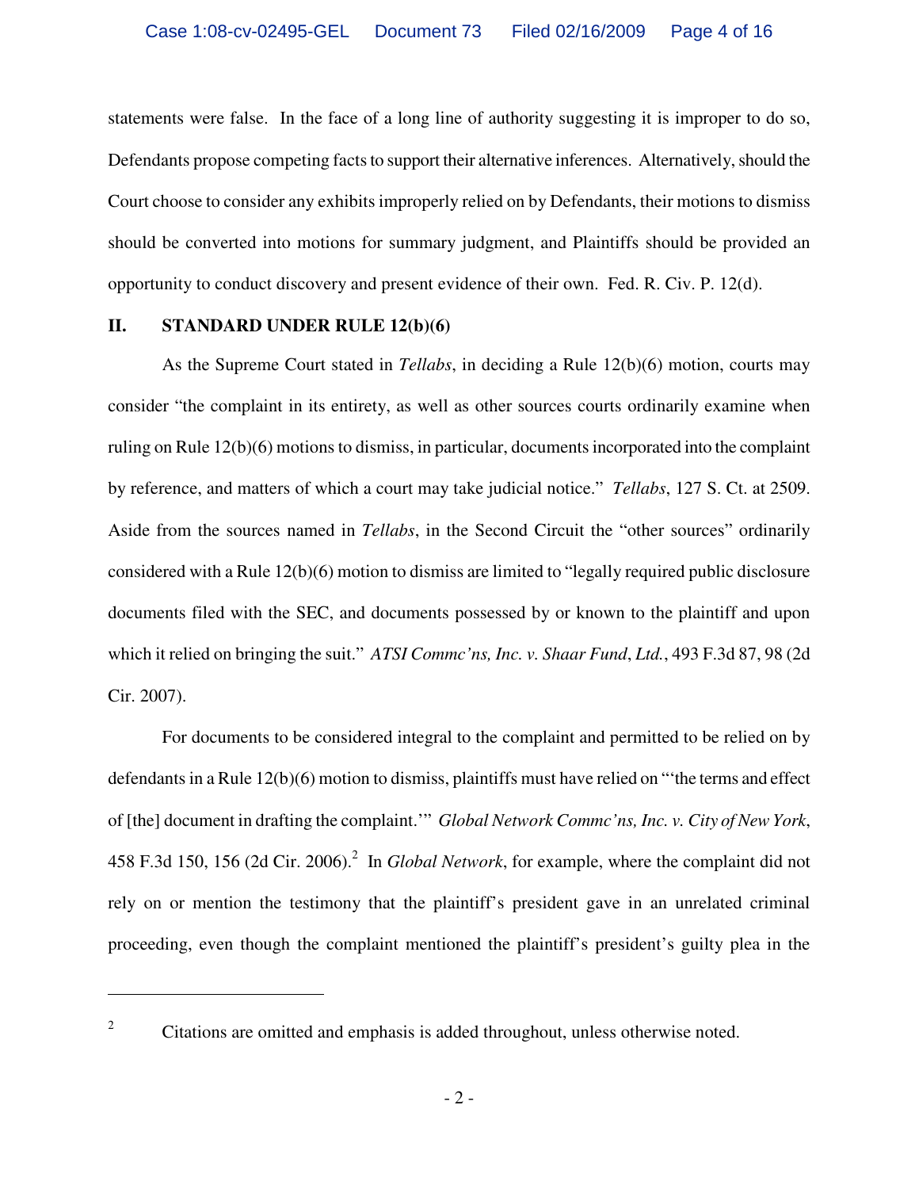statements were false. In the face of a long line of authority suggesting it is improper to do so, Defendants propose competing facts to support their alternative inferences. Alternatively, should the Court choose to consider any exhibits improperly relied on by Defendants, their motions to dismiss should be converted into motions for summary judgment, and Plaintiffs should be provided an opportunity to conduct discovery and present evidence of their own. Fed. R. Civ. P. 12(d).

## II. STANDARD UNDER RULE 12(b)(6)

As the Supreme Court stated in *Tellabs*, in deciding a Rule 12(b)(6) motion, courts may consider "the complaint in its entirety, as well as other sources courts ordinarily examine when ruling on Rule 12(b)(6) motions to dismiss, in particular, documents incorporated into the complaint by reference, and matters of which a court may take judicial notice." *Tellabs*, 127 S. Ct. at 2509. Aside from the sources named in *Tellabs*, in the Second Circuit the "other sources" ordinarily considered with a Rule 12(b)(6) motion to dismiss are limited to "legally required public disclosure documents filed with the SEC, and documents possessed by or known to the plaintiff and upon which it relied on bringing the suit." *ATSI Commc'ns, Inc. v. Shaar Fund, Ltd.*, 493 F.3d 87, 98 (2d Cir. 2007).

For documents to be considered integral to the complaint and permitted to be relied on by defendants in a Rule 12(b)(6) motion to dismiss, plaintiffs must have relied on "'the terms and effect of [the] document in drafting the complaint.'" *Global Network Commc'ns, Inc. v. City of New York*, 458 F.3d 150, 156 (2d Cir. 2006).[2] In *Global Network*, for example, where the complaint did not rely on or mention the testimony that the plaintiff's president gave in an unrelated criminal proceeding, even though the complaint mentioned the plaintiff's president's guilty plea in the

---

[2] Citations are omitted and emphasis is added throughout, unless otherwise noted.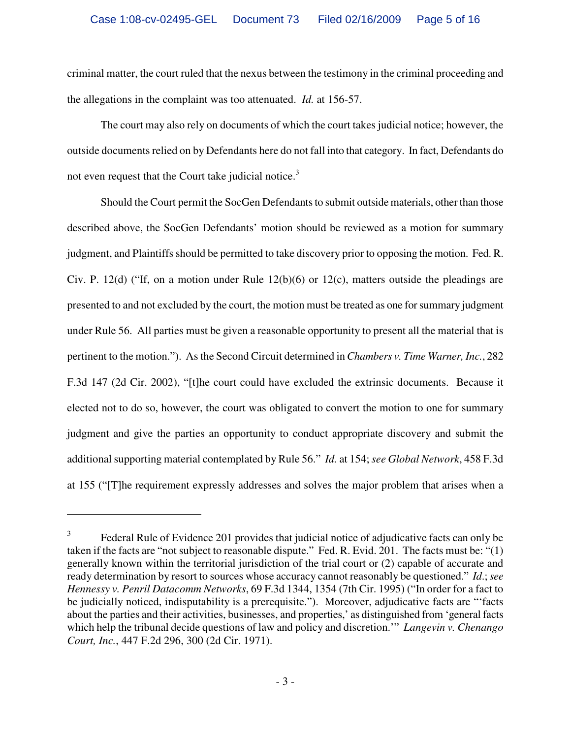criminal matter, the court ruled that the nexus between the testimony in the criminal proceeding and the allegations in the complaint was too attenuated. *Id.* at 156-57.

The court may also rely on documents of which the court takes judicial notice; however, the outside documents relied on by Defendants here do not fall into that category. In fact, Defendants do not even request that the Court take judicial notice.[3]

Should the Court permit the SocGen Defendants to submit outside materials, other than those described above, the SocGen Defendants' motion should be reviewed as a motion for summary judgment, and Plaintiffs should be permitted to take discovery prior to opposing the motion. Fed. R. Civ. P. 12(d) ("If, on a motion under Rule 12(b)(6) or 12(c), matters outside the pleadings are presented to and not excluded by the court, the motion must be treated as one for summary judgment under Rule 56. All parties must be given a reasonable opportunity to present all the material that is pertinent to the motion."). As the Second Circuit determined in *Chambers v. Time Warner, Inc.*, 282 F.3d 147 (2d Cir. 2002), "[t]he court could have excluded the extrinsic documents. Because it elected not to do so, however, the court was obligated to convert the motion to one for summary judgment and give the parties an opportunity to conduct appropriate discovery and submit the additional supporting material contemplated by Rule 56." *Id.* at 154; *see Global Network*, 458 F.3d at 155 ("[T]he requirement expressly addresses and solves the major problem that arises when a

---

[3] Federal Rule of Evidence 201 provides that judicial notice of adjudicative facts can only be taken if the facts are "not subject to reasonable dispute." Fed. R. Evid. 201. The facts must be: "(1) generally known within the territorial jurisdiction of the trial court or (2) capable of accurate and ready determination by resort to sources whose accuracy cannot reasonably be questioned." *Id.*; *see Hennessy v. Penril Datacomm Networks*, 69 F.3d 1344, 1354 (7th Cir. 1995) ("In order for a fact to be judicially noticed, indisputability is a prerequisite."). Moreover, adjudicative facts are "'facts about the parties and their activities, businesses, and properties,' as distinguished from 'general facts which help the tribunal decide questions of law and policy and discretion.'" *Langevin v. Chenango Court, Inc.*, 447 F.2d 296, 300 (2d Cir. 1971).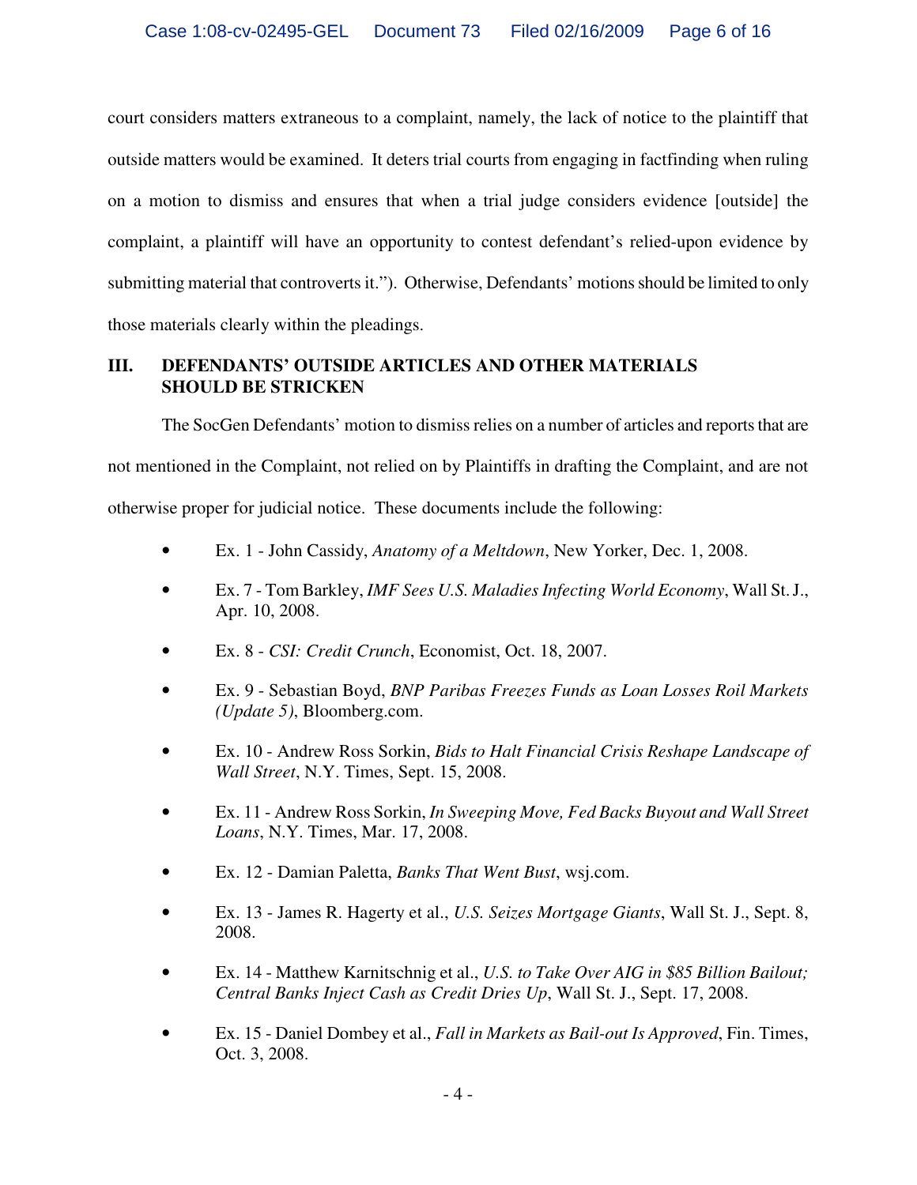court considers matters extraneous to a complaint, namely, the lack of notice to the plaintiff that outside matters would be examined. It deters trial courts from engaging in factfinding when ruling on a motion to dismiss and ensures that when a trial judge considers evidence [outside] the complaint, a plaintiff will have an opportunity to contest defendant's relied-upon evidence by submitting material that controverts it."). Otherwise, Defendants' motions should be limited to only those materials clearly within the pleadings.

## III. DEFENDANTS' OUTSIDE ARTICLES AND OTHER MATERIALS SHOULD BE STRICKEN

The SocGen Defendants' motion to dismiss relies on a number of articles and reports that are not mentioned in the Complaint, not relied on by Plaintiffs in drafting the Complaint, and are not otherwise proper for judicial notice. These documents include the following:

- Ex. 1 - John Cassidy, *Anatomy of a Meltdown*, New Yorker, Dec. 1, 2008.
- Ex. 7 - Tom Barkley, *IMF Sees U.S. Maladies Infecting World Economy*, Wall St. J., Apr. 10, 2008.
- Ex. 8 - *CSI: Credit Crunch*, Economist, Oct. 18, 2007.
- Ex. 9 - Sebastian Boyd, *BNP Paribas Freezes Funds as Loan Losses Roil Markets (Update 5)*, Bloomberg.com.
- Ex. 10 - Andrew Ross Sorkin, *Bids to Halt Financial Crisis Reshape Landscape of Wall Street*, N.Y. Times, Sept. 15, 2008.
- Ex. 11 - Andrew Ross Sorkin, *In Sweeping Move, Fed Backs Buyout and Wall Street Loans*, N.Y. Times, Mar. 17, 2008.
- Ex. 12 - Damian Paletta, *Banks That Went Bust*, wsj.com.
- Ex. 13 - James R. Hagerty et al., *U.S. Seizes Mortgage Giants*, Wall St. J., Sept. 8, 2008.
- Ex. 14 - Matthew Karnitschnig et al., *U.S. to Take Over AIG in $85 Billion Bailout; Central Banks Inject Cash as Credit Dries Up*, Wall St. J., Sept. 17, 2008.
- Ex. 15 - Daniel Dombey et al., *Fall in Markets as Bail-out Is Approved*, Fin. Times, Oct. 3, 2008.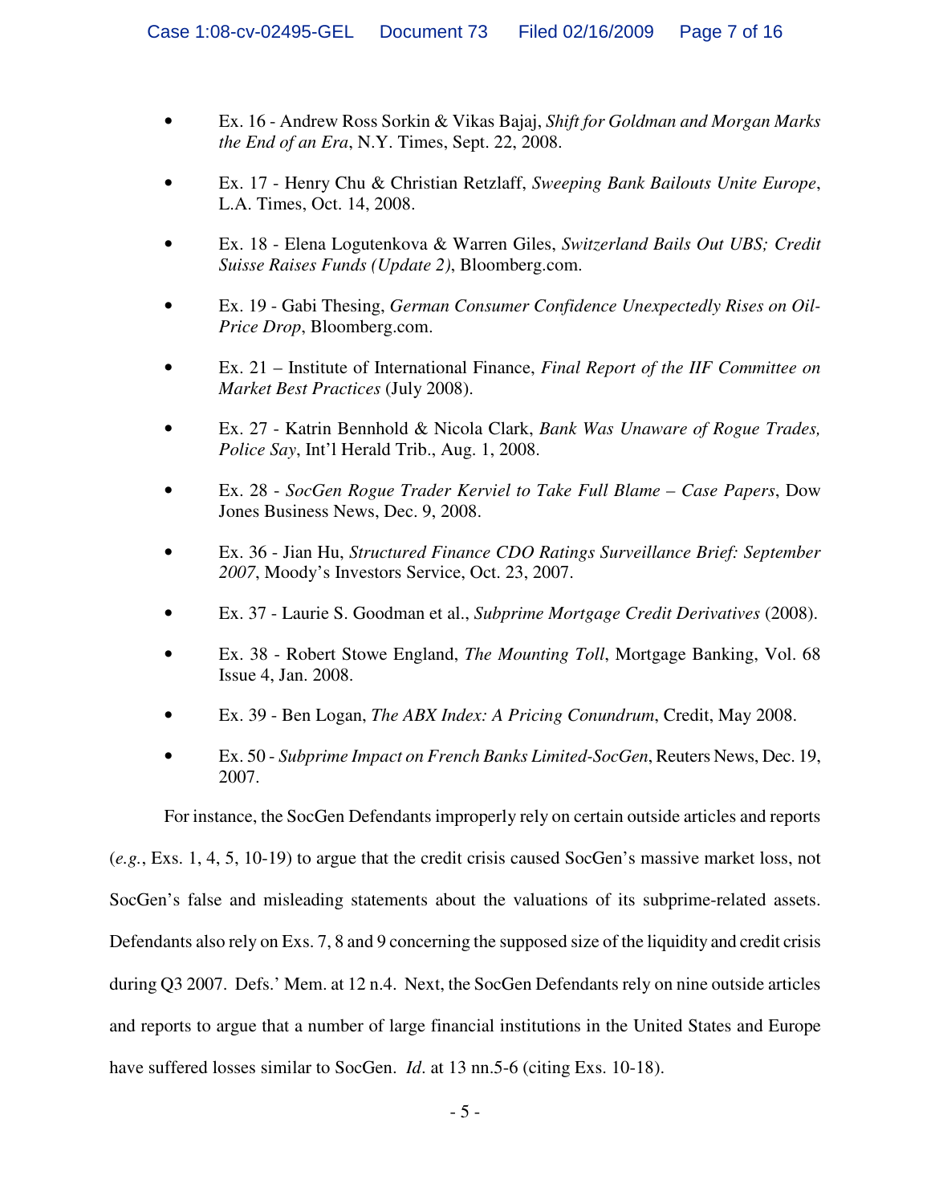- Ex. 16 - Andrew Ross Sorkin & Vikas Bajaj, *Shift for Goldman and Morgan Marks the End of an Era*, N.Y. Times, Sept. 22, 2008.

- Ex. 17 - Henry Chu & Christian Retzlaff, *Sweeping Bank Bailouts Unite Europe*, L.A. Times, Oct. 14, 2008.

- Ex. 18 - Elena Logutenkova & Warren Giles, *Switzerland Bails Out UBS; Credit Suisse Raises Funds (Update 2)*, Bloomberg.com.

- Ex. 19 - Gabi Thesing, *German Consumer Confidence Unexpectedly Rises on Oil-Price Drop*, Bloomberg.com.

- Ex. 21 – Institute of International Finance, *Final Report of the IIF Committee on Market Best Practices* (July 2008).

- Ex. 27 - Katrin Bennhold & Nicola Clark, *Bank Was Unaware of Rogue Trades, Police Say*, Int'l Herald Trib., Aug. 1, 2008.

- Ex. 28 - *SocGen Rogue Trader Kerviel to Take Full Blame – Case Papers*, Dow Jones Business News, Dec. 9, 2008.

- Ex. 36 - Jian Hu, *Structured Finance CDO Ratings Surveillance Brief: September 2007*, Moody's Investors Service, Oct. 23, 2007.

- Ex. 37 - Laurie S. Goodman et al., *Subprime Mortgage Credit Derivatives* (2008).

- Ex. 38 - Robert Stowe England, *The Mounting Toll*, Mortgage Banking, Vol. 68 Issue 4, Jan. 2008.

- Ex. 39 - Ben Logan, *The ABX Index: A Pricing Conundrum*, Credit, May 2008.

- Ex. 50 - *Subprime Impact on French Banks Limited-SocGen*, Reuters News, Dec. 19, 2007.

For instance, the SocGen Defendants improperly rely on certain outside articles and reports (*e.g.*, Exs. 1, 4, 5, 10-19) to argue that the credit crisis caused SocGen's massive market loss, not SocGen's false and misleading statements about the valuations of its subprime-related assets. Defendants also rely on Exs. 7, 8 and 9 concerning the supposed size of the liquidity and credit crisis during Q3 2007. Defs.' Mem. at 12 n.4. Next, the SocGen Defendants rely on nine outside articles and reports to argue that a number of large financial institutions in the United States and Europe have suffered losses similar to SocGen. *Id*. at 13 nn.5-6 (citing Exs. 10-18).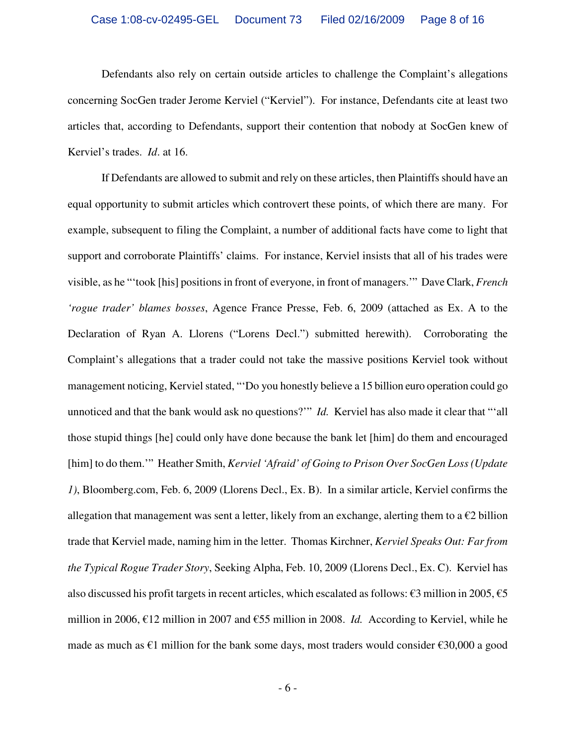Defendants also rely on certain outside articles to challenge the Complaint's allegations concerning SocGen trader Jerome Kerviel ("Kerviel"). For instance, Defendants cite at least two articles that, according to Defendants, support their contention that nobody at SocGen knew of Kerviel's trades. *Id*. at 16.

If Defendants are allowed to submit and rely on these articles, then Plaintiffs should have an equal opportunity to submit articles which controvert these points, of which there are many. For example, subsequent to filing the Complaint, a number of additional facts have come to light that support and corroborate Plaintiffs' claims. For instance, Kerviel insists that all of his trades were visible, as he "'took [his] positions in front of everyone, in front of managers.'" Dave Clark, *French 'rogue trader' blames bosses*, Agence France Presse, Feb. 6, 2009 (attached as Ex. A to the Declaration of Ryan A. Llorens ("Lorens Decl.") submitted herewith). Corroborating the Complaint's allegations that a trader could not take the massive positions Kerviel took without management noticing, Kerviel stated, "'Do you honestly believe a 15 billion euro operation could go unnoticed and that the bank would ask no questions?'" *Id.* Kerviel has also made it clear that "'all those stupid things [he] could only have done because the bank let [him] do them and encouraged [him] to do them.'" Heather Smith, *Kerviel 'Afraid' of Going to Prison Over SocGen Loss (Update 1)*, Bloomberg.com, Feb. 6, 2009 (Llorens Decl., Ex. B). In a similar article, Kerviel confirms the allegation that management was sent a letter, likely from an exchange, alerting them to a €2 billion trade that Kerviel made, naming him in the letter. Thomas Kirchner, *Kerviel Speaks Out: Far from the Typical Rogue Trader Story*, Seeking Alpha, Feb. 10, 2009 (Llorens Decl., Ex. C). Kerviel has also discussed his profit targets in recent articles, which escalated as follows: €3 million in 2005, €5 million in 2006, €12 million in 2007 and €55 million in 2008. *Id.* According to Kerviel, while he made as much as €1 million for the bank some days, most traders would consider €30,000 a good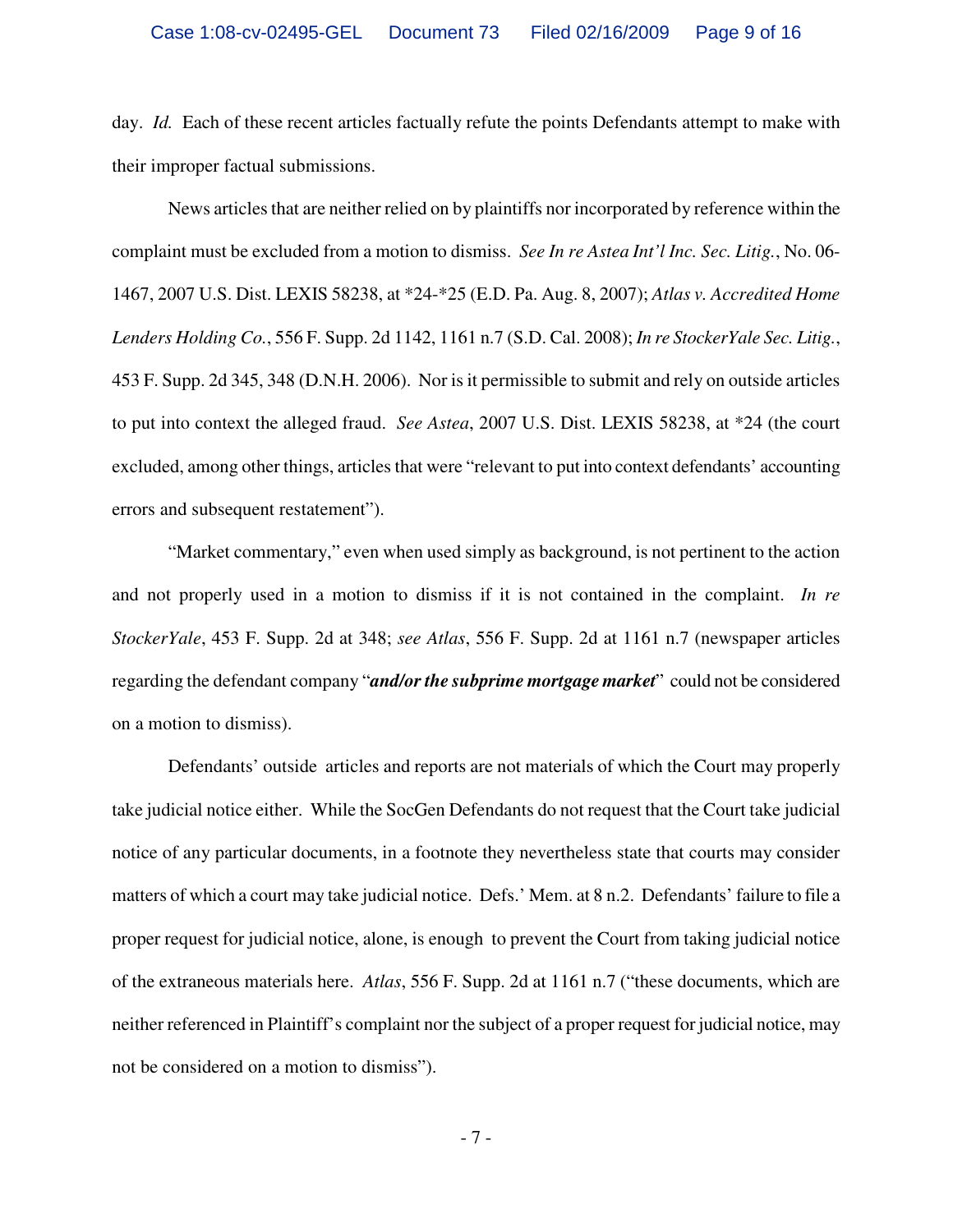day. *Id.* Each of these recent articles factually refute the points Defendants attempt to make with their improper factual submissions.

News articles that are neither relied on by plaintiffs nor incorporated by reference within the complaint must be excluded from a motion to dismiss. *See In re Astea Int'l Inc. Sec. Litig.*, No. 06-1467, 2007 U.S. Dist. LEXIS 58238, at *24-*25 (E.D. Pa. Aug. 8, 2007); *Atlas v. Accredited Home Lenders Holding Co.*, 556 F. Supp. 2d 1142, 1161 n.7 (S.D. Cal. 2008); *In re StockerYale Sec. Litig.*, 453 F. Supp. 2d 345, 348 (D.N.H. 2006). Nor is it permissible to submit and rely on outside articles to put into context the alleged fraud. *See Astea*, 2007 U.S. Dist. LEXIS 58238, at *24 (the court excluded, among other things, articles that were "relevant to put into context defendants' accounting errors and subsequent restatement").

"Market commentary," even when used simply as background, is not pertinent to the action and not properly used in a motion to dismiss if it is not contained in the complaint. *In re StockerYale*, 453 F. Supp. 2d at 348; *see Atlas*, 556 F. Supp. 2d at 1161 n.7 (newspaper articles regarding the defendant company "***and/or the subprime mortgage market***" could not be considered on a motion to dismiss).

Defendants' outside articles and reports are not materials of which the Court may properly take judicial notice either. While the SocGen Defendants do not request that the Court take judicial notice of any particular documents, in a footnote they nevertheless state that courts may consider matters of which a court may take judicial notice. Defs.' Mem. at 8 n.2. Defendants' failure to file a proper request for judicial notice, alone, is enough to prevent the Court from taking judicial notice of the extraneous materials here. *Atlas*, 556 F. Supp. 2d at 1161 n.7 ("these documents, which are neither referenced in Plaintiff's complaint nor the subject of a proper request for judicial notice, may not be considered on a motion to dismiss").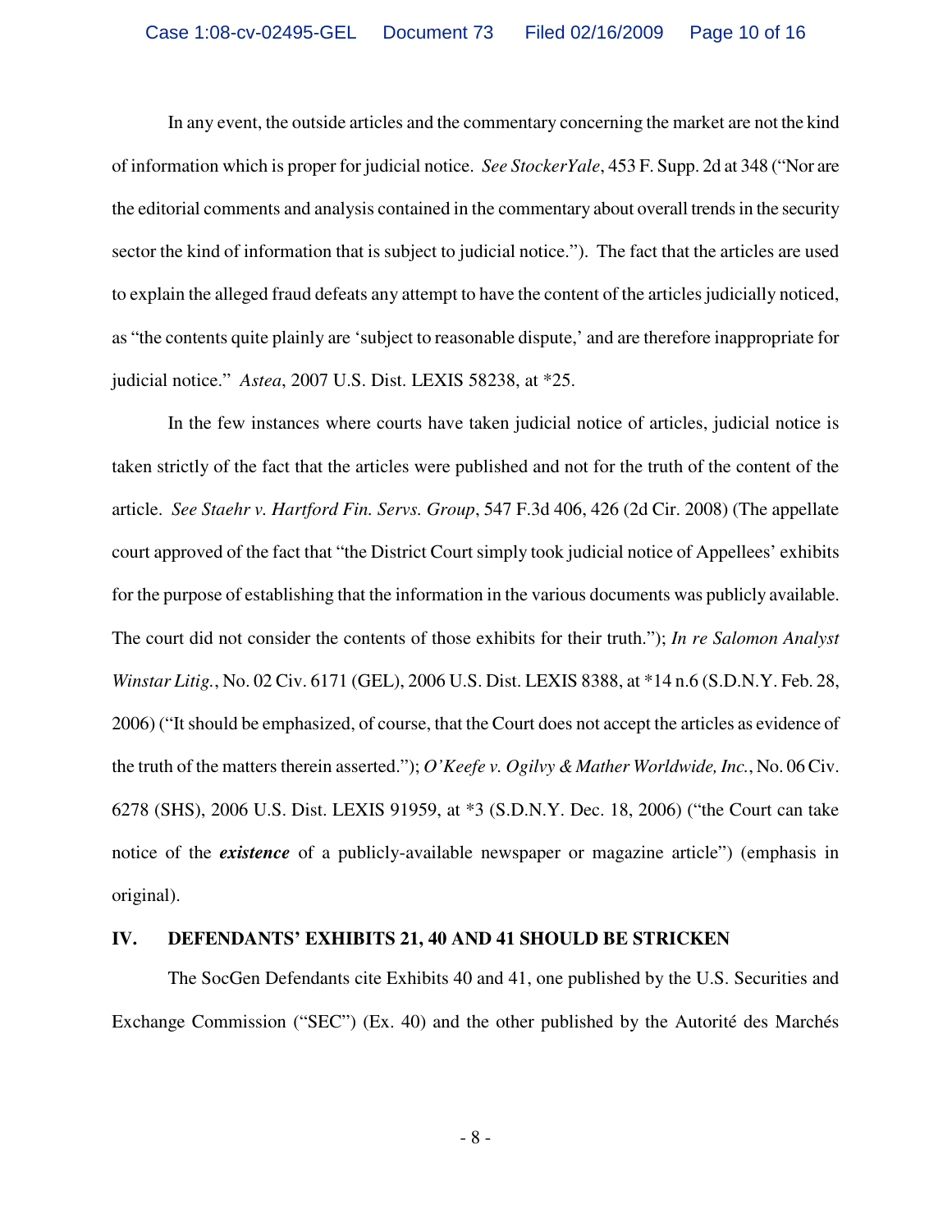In any event, the outside articles and the commentary concerning the market are not the kind of information which is proper for judicial notice. *See StockerYale*, 453 F. Supp. 2d at 348 ("Nor are the editorial comments and analysis contained in the commentary about overall trends in the security sector the kind of information that is subject to judicial notice."). The fact that the articles are used to explain the alleged fraud defeats any attempt to have the content of the articles judicially noticed, as "the contents quite plainly are 'subject to reasonable dispute,' and are therefore inappropriate for judicial notice." *Astea*, 2007 U.S. Dist. LEXIS 58238, at *25.

In the few instances where courts have taken judicial notice of articles, judicial notice is taken strictly of the fact that the articles were published and not for the truth of the content of the article. *See Staehr v. Hartford Fin. Servs. Group*, 547 F.3d 406, 426 (2d Cir. 2008) (The appellate court approved of the fact that "the District Court simply took judicial notice of Appellees' exhibits for the purpose of establishing that the information in the various documents was publicly available. The court did not consider the contents of those exhibits for their truth."); *In re Salomon Analyst Winstar Litig.*, No. 02 Civ. 6171 (GEL), 2006 U.S. Dist. LEXIS 8388, at *14 n.6 (S.D.N.Y. Feb. 28, 2006) ("It should be emphasized, of course, that the Court does not accept the articles as evidence of the truth of the matters therein asserted."); *O'Keefe v. Ogilvy & Mather Worldwide, Inc.*, No. 06 Civ. 6278 (SHS), 2006 U.S. Dist. LEXIS 91959, at *3 (S.D.N.Y. Dec. 18, 2006) ("the Court can take notice of the ***existence*** of a publicly-available newspaper or magazine article") (emphasis in original).

## IV. DEFENDANTS' EXHIBITS 21, 40 AND 41 SHOULD BE STRICKEN

The SocGen Defendants cite Exhibits 40 and 41, one published by the U.S. Securities and Exchange Commission ("SEC") (Ex. 40) and the other published by the Autorité des Marchés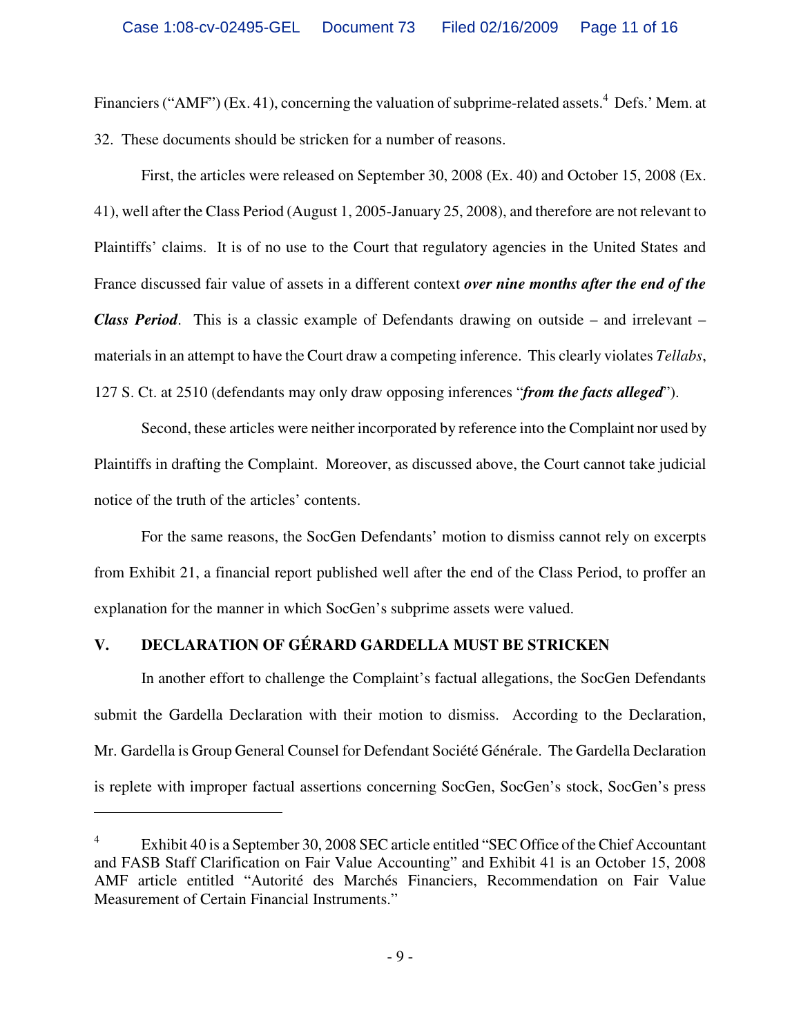Financiers ("AMF") (Ex. 41), concerning the valuation of subprime-related assets.[4] Defs.' Mem. at 32. These documents should be stricken for a number of reasons.

First, the articles were released on September 30, 2008 (Ex. 40) and October 15, 2008 (Ex. 41), well after the Class Period (August 1, 2005-January 25, 2008), and therefore are not relevant to Plaintiffs' claims. It is of no use to the Court that regulatory agencies in the United States and France discussed fair value of assets in a different context ***over nine months after the end of the Class Period***. This is a classic example of Defendants drawing on outside – and irrelevant – materials in an attempt to have the Court draw a competing inference. This clearly violates *Tellabs*, 127 S. Ct. at 2510 (defendants may only draw opposing inferences "***from the facts alleged***").

Second, these articles were neither incorporated by reference into the Complaint nor used by Plaintiffs in drafting the Complaint. Moreover, as discussed above, the Court cannot take judicial notice of the truth of the articles' contents.

For the same reasons, the SocGen Defendants' motion to dismiss cannot rely on excerpts from Exhibit 21, a financial report published well after the end of the Class Period, to proffer an explanation for the manner in which SocGen's subprime assets were valued.

## V. DECLARATION OF GÉRARD GARDELLA MUST BE STRICKEN

In another effort to challenge the Complaint's factual allegations, the SocGen Defendants submit the Gardella Declaration with their motion to dismiss. According to the Declaration, Mr. Gardella is Group General Counsel for Defendant Société Générale. The Gardella Declaration is replete with improper factual assertions concerning SocGen, SocGen's stock, SocGen's press

---

[4] Exhibit 40 is a September 30, 2008 SEC article entitled "SEC Office of the Chief Accountant and FASB Staff Clarification on Fair Value Accounting" and Exhibit 41 is an October 15, 2008 AMF article entitled "Autorité des Marchés Financiers, Recommendation on Fair Value Measurement of Certain Financial Instruments."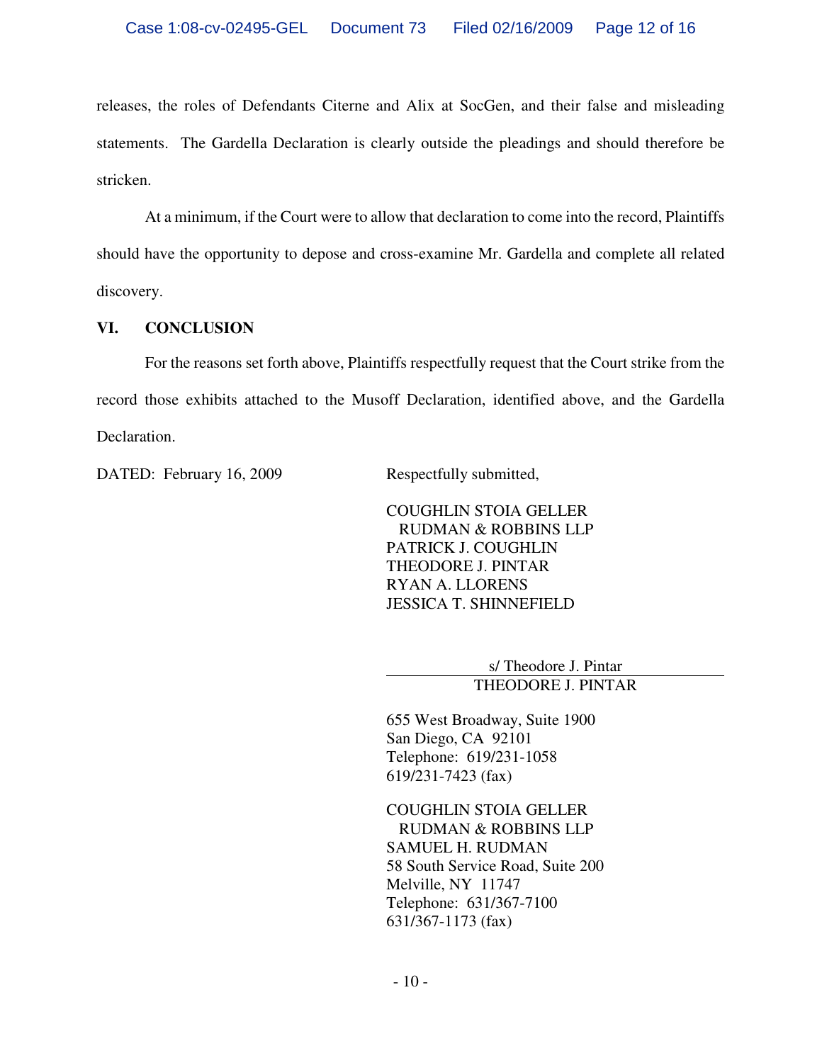releases, the roles of Defendants Citerne and Alix at SocGen, and their false and misleading statements. The Gardella Declaration is clearly outside the pleadings and should therefore be stricken.

At a minimum, if the Court were to allow that declaration to come into the record, Plaintiffs should have the opportunity to depose and cross-examine Mr. Gardella and complete all related discovery.

## VI. CONCLUSION

For the reasons set forth above, Plaintiffs respectfully request that the Court strike from the record those exhibits attached to the Musoff Declaration, identified above, and the Gardella Declaration.

DATED: February 16, 2009

Respectfully submitted,

COUGHLIN STOIA GELLER
RUDMAN & ROBBINS LLP
PATRICK J. COUGHLIN
THEODORE J. PINTAR
RYAN A. LLORENS
JESSICA T. SHINNEFIELD

s/ Theodore J. Pintar
THEODORE J. PINTAR

655 West Broadway, Suite 1900
San Diego, CA 92101
Telephone: 619/231-1058
619/231-7423 (fax)

COUGHLIN STOIA GELLER
RUDMAN & ROBBINS LLP
SAMUEL H. RUDMAN
58 South Service Road, Suite 200
Melville, NY 11747
Telephone: 631/367-7100
631/367-1173 (fax)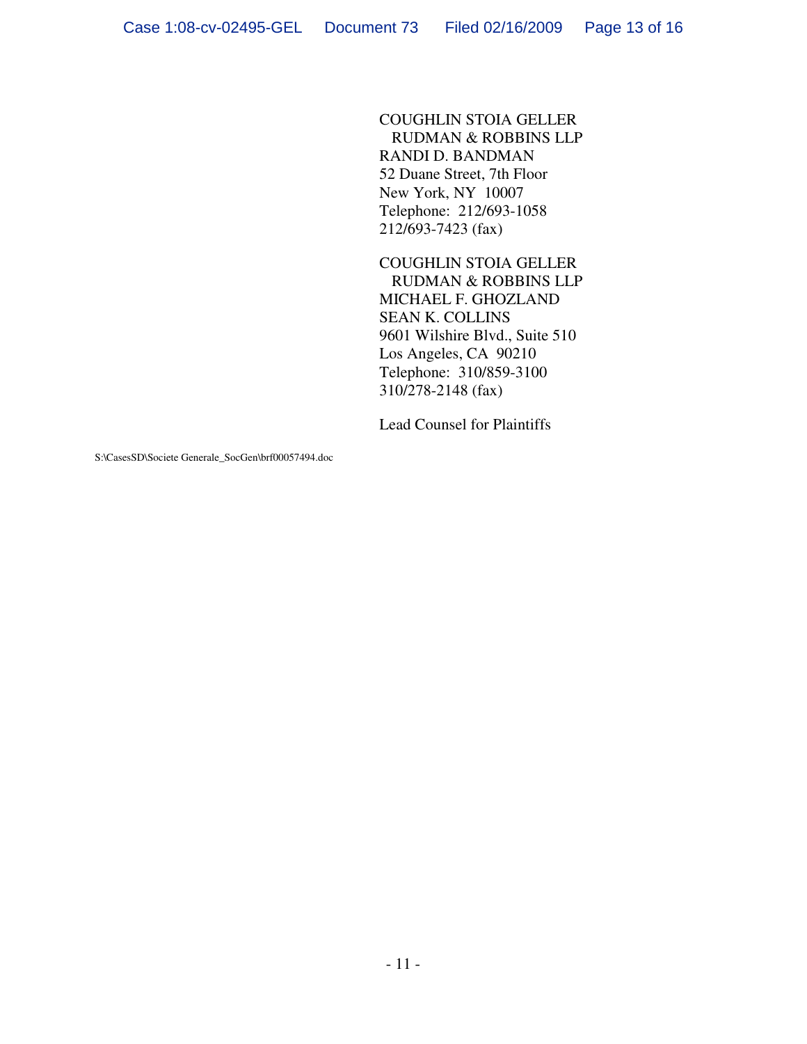COUGHLIN STOIA GELLER
RUDMAN & ROBBINS LLP
RANDI D. BANDMAN
52 Duane Street, 7th Floor
New York, NY 10007
Telephone: 212/693-1058
212/693-7423 (fax)

COUGHLIN STOIA GELLER
RUDMAN & ROBBINS LLP
MICHAEL F. GHOZLAND
SEAN K. COLLINS
9601 Wilshire Blvd., Suite 510
Los Angeles, CA 90210
Telephone: 310/859-3100
310/278-2148 (fax)

Lead Counsel for Plaintiffs

S:\CasesSD\Societe Generale_SocGen\brf00057494.doc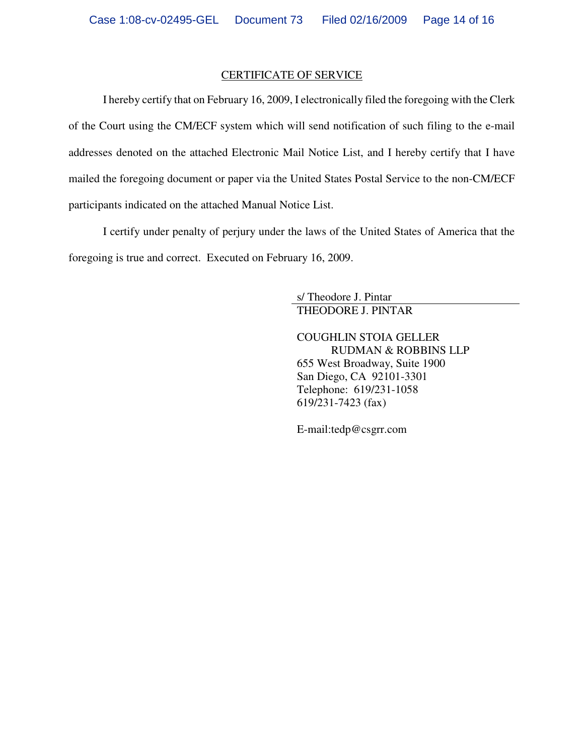<u>CERTIFICATE OF SERVICE</u>

I hereby certify that on February 16, 2009, I electronically filed the foregoing with the Clerk of the Court using the CM/ECF system which will send notification of such filing to the e-mail addresses denoted on the attached Electronic Mail Notice List, and I hereby certify that I have mailed the foregoing document or paper via the United States Postal Service to the non-CM/ECF participants indicated on the attached Manual Notice List.

I certify under penalty of perjury under the laws of the United States of America that the foregoing is true and correct. Executed on February 16, 2009.

s/ Theodore J. Pintar

THEODORE J. PINTAR

COUGHLIN STOIA GELLER
RUDMAN & ROBBINS LLP
655 West Broadway, Suite 1900
San Diego, CA 92101-3301
Telephone: 619/231-1058
619/231-7423 (fax)

E-mail:tedp@csgrr.com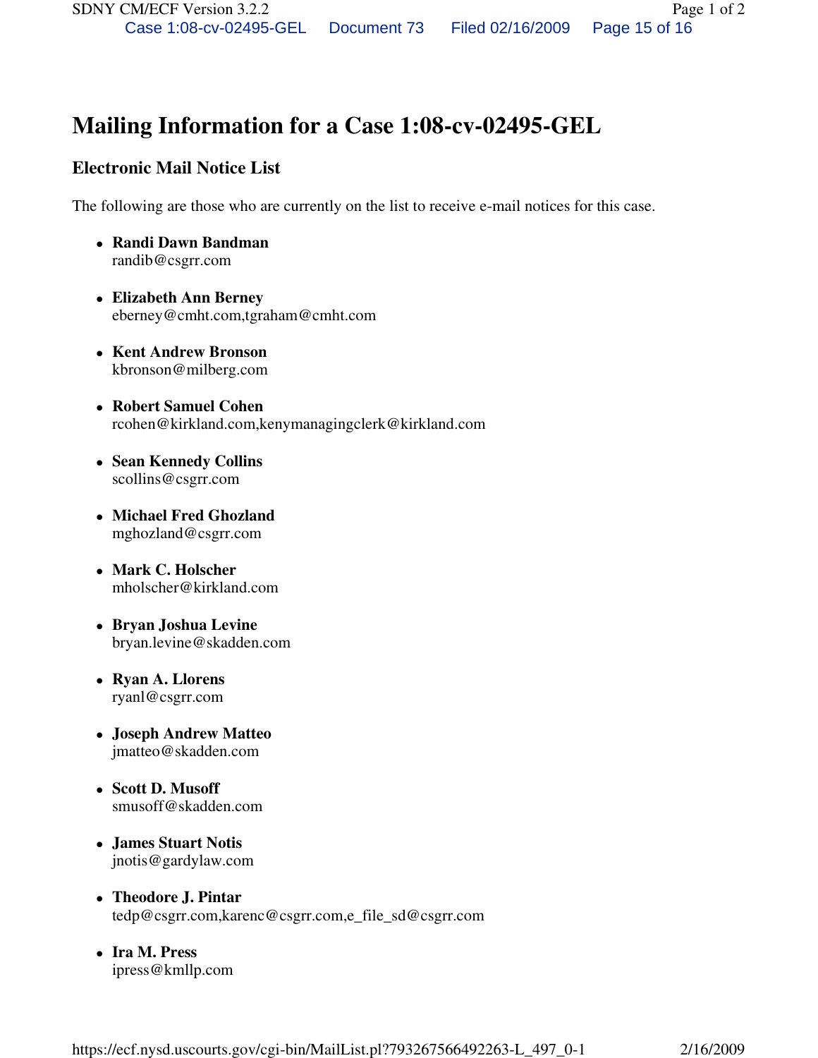# Mailing Information for a Case 1:08-cv-02495-GEL

## Electronic Mail Notice List

The following are those who are currently on the list to receive e-mail notices for this case.

- **Randi Dawn Bandman**
  randib@csgrr.com
- **Elizabeth Ann Berney**
  eberney@cmht.com,tgraham@cmht.com
- **Kent Andrew Bronson**
  kbronson@milberg.com
- **Robert Samuel Cohen**
  rcohen@kirkland.com,kenymanagingclerk@kirkland.com
- **Sean Kennedy Collins**
  scollins@csgrr.com
- **Michael Fred Ghozland**
  mghozland@csgrr.com
- **Mark C. Holscher**
  mholscher@kirkland.com
- **Bryan Joshua Levine**
  bryan.levine@skadden.com
- **Ryan A. Llorens**
  ryanl@csgrr.com
- **Joseph Andrew Matteo**
  jmatteo@skadden.com
- **Scott D. Musoff**
  smusoff@skadden.com
- **James Stuart Notis**
  jnotis@gardylaw.com
- **Theodore J. Pintar**
  tedp@csgrr.com,karenc@csgrr.com,e_file_sd@csgrr.com
- **Ira M. Press**
  ipress@kmllp.com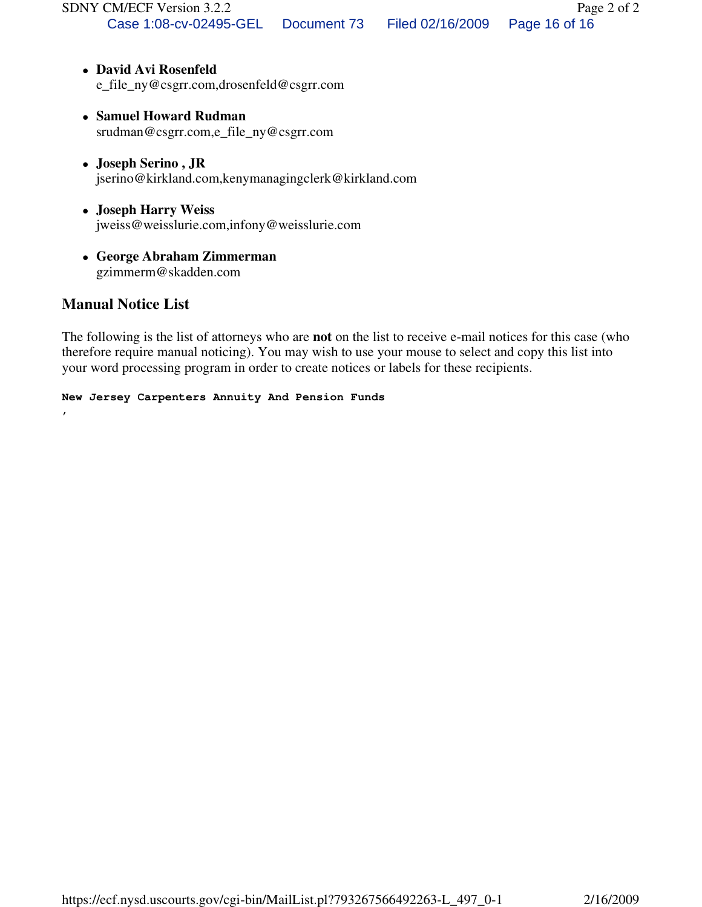- **David Avi Rosenfeld**
  e_file_ny@csgrr.com,drosenfeld@csgrr.com

- **Samuel Howard Rudman**
  srudman@csgrr.com,e_file_ny@csgrr.com

- **Joseph Serino , JR**
  jserino@kirkland.com,kenymanagingclerk@kirkland.com

- **Joseph Harry Weiss**
  jweiss@weisslurie.com,infony@weisslurie.com

- **George Abraham Zimmerman**
  gzimmerm@skadden.com

## Manual Notice List

The following is the list of attorneys who are **not** on the list to receive e-mail notices for this case (who therefore require manual noticing). You may wish to use your mouse to select and copy this list into your word processing program in order to create notices or labels for these recipients.

**New Jersey Carpenters Annuity And Pension Funds**

,